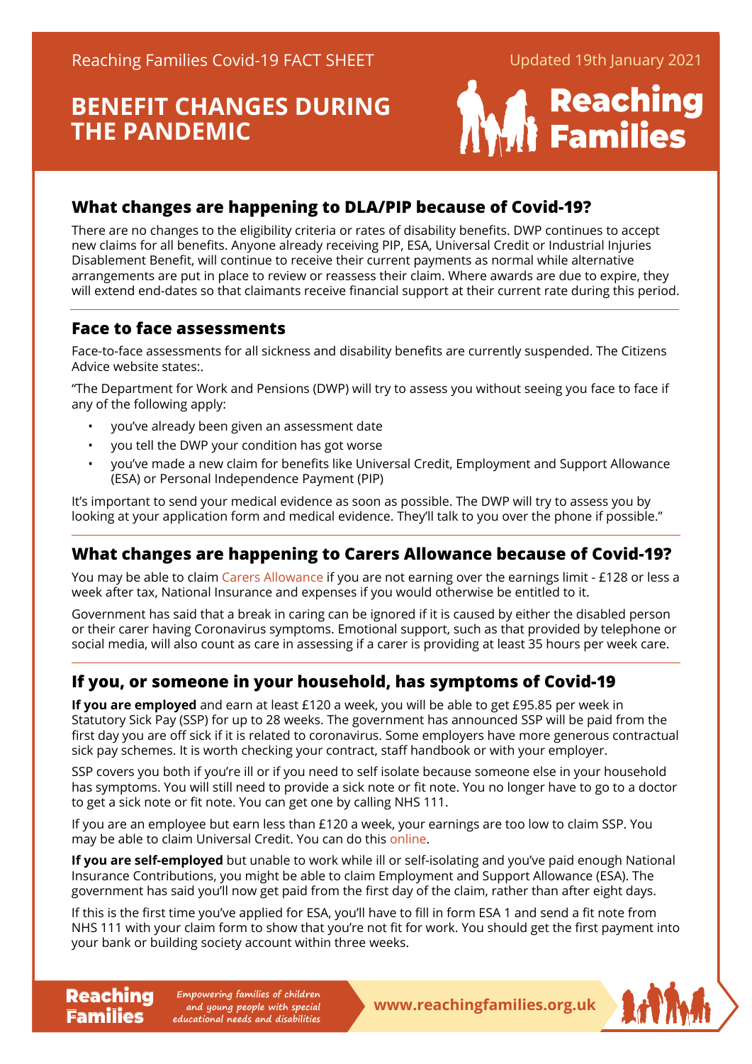Reaching Families Covid-19 FACT SHEET

Updated 19th January 2021

# BENEFIT CHANGES DURING THE PANDEMIC

Reaching Families

## What changes are happening to DLA/PIP because of Covid-19?

There are no changes to the eligibility criteria or rates of disability benefits. DWP continues to accept new claims for all benefits. Anyone already receiving PIP, ESA, Universal Credit or Industrial Injuries Disablement Benefit, will continue to receive their current payments as normal while alternative arrangements are put in place to review or reassess their claim. Where awards are due to expire, they will extend end-dates so that claimants receive financial support at their current rate during this period.

## Face to face assessments

Face-to-face assessments for all sickness and disability benefits are currently suspended. The Citizens Advice website states:.

"The Department for Work and Pensions (DWP) will try to assess you without seeing you face to face if any of the following apply:

- you've already been given an assessment date
- you tell the DWP your condition has got worse
- you've made a new claim for benefits like Universal Credit, Employment and Support Allowance (ESA) or Personal Independence Payment (PIP)

It's important to send your medical evidence as soon as possible. The DWP will try to assess you by looking at your application form and medical evidence. They'll talk to you over the phone if possible."

## What changes are happening to Carers Allowance because of Covid-19?

You may be able to claim Carers Allowance if you are not earning over the earnings limit - £128 or less a week after tax, National Insurance and expenses if you would otherwise be entitled to it.

Government has said that a break in caring can be ignored if it is caused by either the disabled person or their carer having Coronavirus symptoms. Emotional support, such as that provided by telephone or social media, will also count as care in assessing if a carer is providing at least 35 hours per week care.

## If you, or someone in your household, has symptoms of Covid-19

**If you are employed** and earn at least £120 a week, you will be able to get £95.85 per week in Statutory Sick Pay (SSP) for up to 28 weeks. The government has announced SSP will be paid from the first day you are off sick if it is related to coronavirus. Some employers have more generous contractual sick pay schemes. It is worth checking your contract, staff handbook or with your employer.

SSP covers you both if you're ill or if you need to self isolate because someone else in your household has symptoms. You will still need to provide a sick note or fit note. You no longer have to go to a doctor to get a sick note or fit note. You can get one by calling NHS 111.

If you are an employee but earn less than £120 a week, your earnings are too low to claim SSP. You may be able to claim Universal Credit. You can do this online.

**If you are self-employed** but unable to work while ill or self-isolating and you've paid enough National Insurance Contributions, you might be able to claim Employment and Support Allowance (ESA). The government has said you'll now get paid from the first day of the claim, rather than after eight days.

If this is the first time you've applied for ESA, you'll have to fill in form ESA 1 and send a fit note from NHS 111 with your claim form to show that you're not fit for work. You should get the first payment into your bank or building society account within three weeks.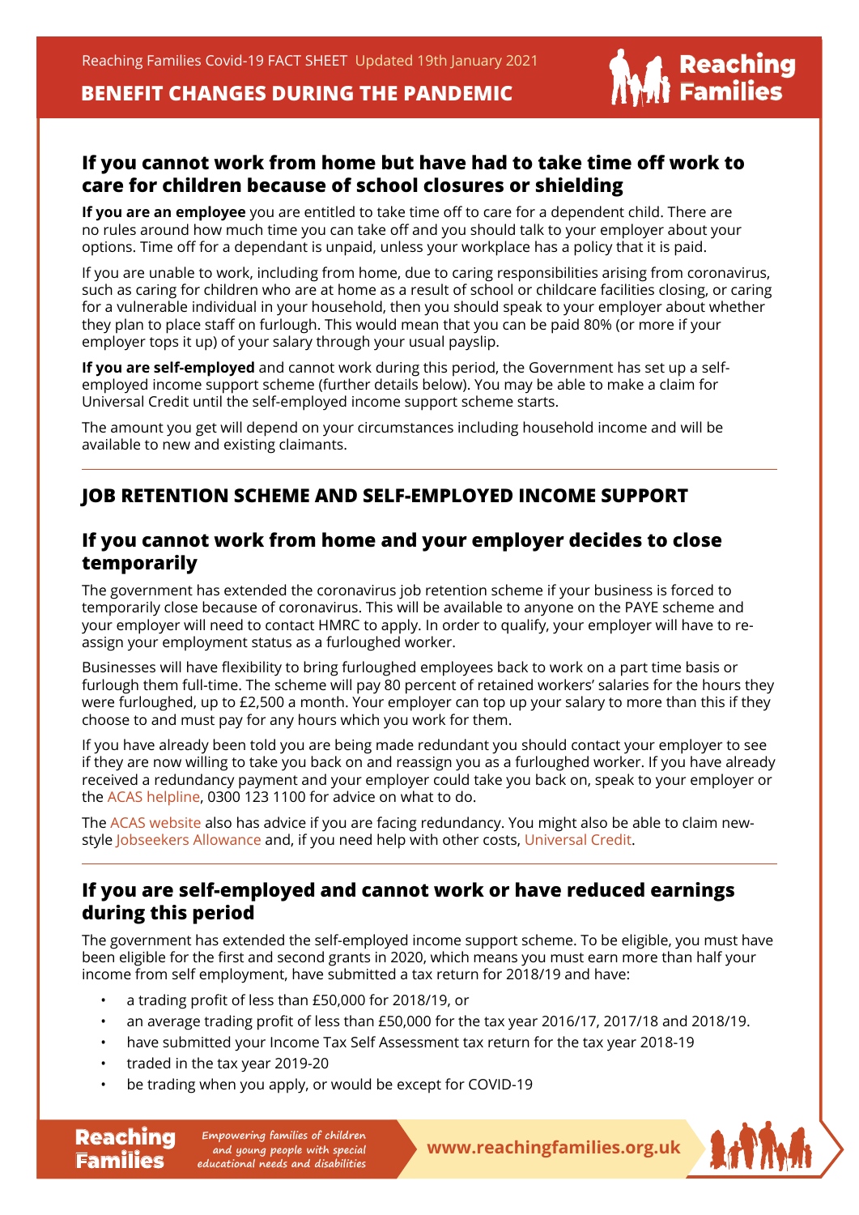## If you cannot work from home but have had to take time off work to care for children because of school closures or shielding

**If you are an employee** you are entitled to take time off to care for a dependent child. There are no rules around how much time you can take off and you should talk to your employer about your options. Time off for a dependant is unpaid, unless your workplace has a policy that it is paid.

If you are unable to work, including from home, due to caring responsibilities arising from coronavirus, such as caring for children who are at home as a result of school or childcare facilities closing, or caring for a vulnerable individual in your household, then you should speak to your employer about whether they plan to place staff on furlough. This would mean that you can be paid 80% (or more if your employer tops it up) of your salary through your usual payslip.

**If you are self-employed** and cannot work during this period, the Government has set up a self-employed income support scheme (further details below). You may be able to make a claim for Universal Credit until the self-employed income support scheme starts.

The amount you get will depend on your circumstances including household income and will be available to new and existing claimants.

# JOB RETENTION SCHEME AND SELF-EMPLOYED INCOME SUPPORT

## If you cannot work from home and your employer decides to close temporarily

The government has extended the coronavirus job retention scheme if your business is forced to temporarily close because of coronavirus. This will be available to anyone on the PAYE scheme and your employer will need to contact HMRC to apply. In order to qualify, your employer will have to re-assign your employment status as a furloughed worker.

Businesses will have flexibility to bring furloughed employees back to work on a part time basis or furlough them full-time. The scheme will pay 80 percent of retained workers' salaries for the hours they were furloughed, up to £2,500 a month. Your employer can top up your salary to more than this if they choose to and must pay for any hours which you work for them.

If you have already been told you are being made redundant you should contact your employer to see if they are now willing to take you back on and reassign you as a furloughed worker. If you have already received a redundancy payment and your employer could take you back on, speak to your employer or the ACAS helpline, 0300 123 1100 for advice on what to do.

The ACAS website also has advice if you are facing redundancy. You might also be able to claim new-style Jobseekers Allowance and, if you need help with other costs, Universal Credit.

## If you are self-employed and cannot work or have reduced earnings during this period

The government has extended the self-employed income support scheme. To be eligible, you must have been eligible for the first and second grants in 2020, which means you must earn more than half your income from self employment, have submitted a tax return for 2018/19 and have:

- a trading profit of less than £50,000 for 2018/19, or
- an average trading profit of less than £50,000 for the tax year 2016/17, 2017/18 and 2018/19.
- have submitted your Income Tax Self Assessment tax return for the tax year 2018-19
- traded in the tax year 2019-20
- be trading when you apply, or would be except for COVID-19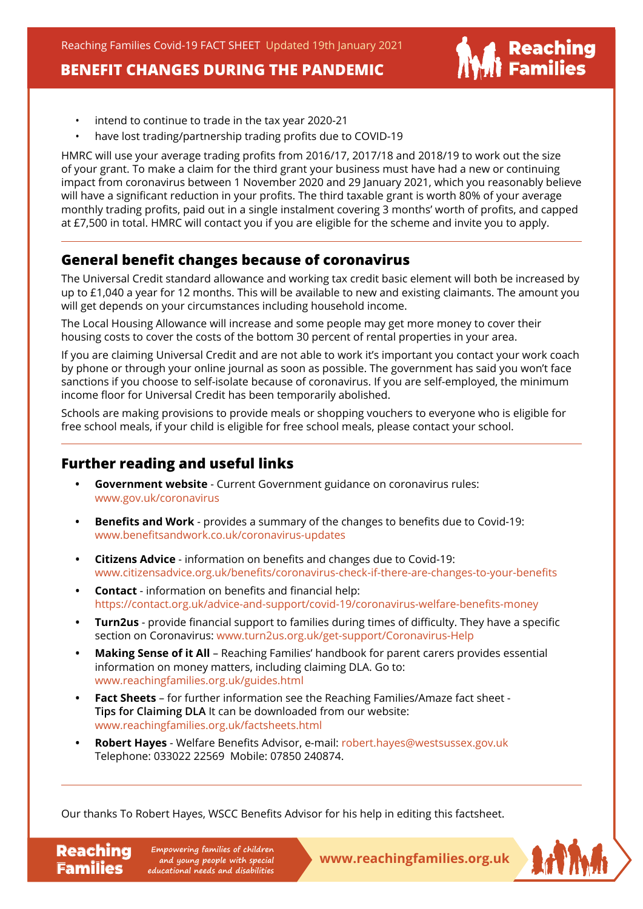- intend to continue to trade in the tax year 2020-21
- have lost trading/partnership trading profits due to COVID-19

HMRC will use your average trading profits from 2016/17, 2017/18 and 2018/19 to work out the size of your grant. To make a claim for the third grant your business must have had a new or continuing impact from coronavirus between 1 November 2020 and 29 January 2021, which you reasonably believe will have a significant reduction in your profits. The third taxable grant is worth 80% of your average monthly trading profits, paid out in a single instalment covering 3 months' worth of profits, and capped at £7,500 in total. HMRC will contact you if you are eligible for the scheme and invite you to apply.

## General benefit changes because of coronavirus

The Universal Credit standard allowance and working tax credit basic element will both be increased by up to £1,040 a year for 12 months. This will be available to new and existing claimants. The amount you will get depends on your circumstances including household income.

The Local Housing Allowance will increase and some people may get more money to cover their housing costs to cover the costs of the bottom 30 percent of rental properties in your area.

If you are claiming Universal Credit and are not able to work it's important you contact your work coach by phone or through your online journal as soon as possible. The government has said you won't face sanctions if you choose to self-isolate because of coronavirus. If you are self-employed, the minimum income floor for Universal Credit has been temporarily abolished.

Schools are making provisions to provide meals or shopping vouchers to everyone who is eligible for free school meals, if your child is eligible for free school meals, please contact your school.

## Further reading and useful links

- **Government website** - Current Government guidance on coronavirus rules: www.gov.uk/coronavirus
- **Benefits and Work** - provides a summary of the changes to benefits due to Covid-19: www.benefitsandwork.co.uk/coronavirus-updates
- **Citizens Advice** - information on benefits and changes due to Covid-19: www.citizensadvice.org.uk/benefits/coronavirus-check-if-there-are-changes-to-your-benefits
- **Contact** - information on benefits and financial help: https://contact.org.uk/advice-and-support/covid-19/coronavirus-welfare-benefits-money
- **Turn2us** - provide financial support to families during times of difficulty. They have a specific section on Coronavirus: www.turn2us.org.uk/get-support/Coronavirus-Help
- **Making Sense of it All** – Reaching Families' handbook for parent carers provides essential information on money matters, including claiming DLA. Go to: www.reachingfamilies.org.uk/guides.html
- **Fact Sheets** – for further information see the Reaching Families/Amaze fact sheet - **Tips for Claiming DLA** It can be downloaded from our website: www.reachingfamilies.org.uk/factsheets.html
- **Robert Hayes** - Welfare Benefits Advisor, e-mail: robert.hayes@westsussex.gov.uk Telephone: 033022 22569 Mobile: 07850 240874.

Our thanks To Robert Hayes, WSCC Benefits Advisor for his help in editing this factsheet.